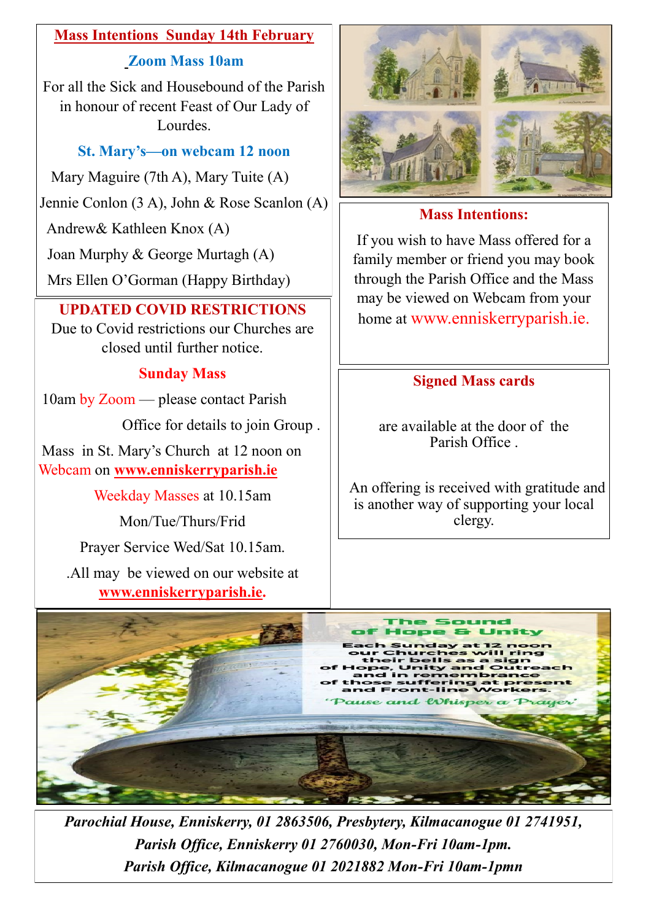## Mass Intentions Sunday 14th February

### Zoom Mass 10am

For all the Sick and Housebound of the Parish in honour of recent Feast of Our Lady of Lourdes.

### St. Mary's—on webcam 12 noon

Mary Maguire (7th A), Mary Tuite (A)

Jennie Conlon (3 A), John & Rose Scanlon (A)

Andrew& Kathleen Knox (A)

Joan Murphy & George Murtagh (A)

Mrs Ellen O'Gorman (Happy Birthday)

## UPDATED COVID RESTRICTIONS

Due to Covid restrictions our Churches are closed until further notice.

### Sunday Mass

10am by Zoom — please contact Parish Office for details to join Group .

Mass in St. Mary's Church at 12 noon on Webcam on **www.enniskerryparish.ie**

Weekday Masses at 10.15am

Mon/Tue/Thurs/Frid

Prayer Service Wed/Sat 10.15am.

.All may be viewed on our website at **www.enniskerryparish.ie**.

## Mass Intentions:

If you wish to have Mass offered for a family member or friend you may book through the Parish Office and the Mass may be viewed on Webcam from your home at www.enniskerryparish.ie.

## Signed Mass cards

are available at the door of the Parish Office .

An offering is received with gratitude and is another way of supporting your local clergy.

## The Sound of Hope & Unity

Each Sunday at 12 noon our Churches will ring their bells as a sign of Hope, Unity and Outreach and in remembrance of those suffering at present and Front-line Workers.

*'Pause and Whisper a Prayer'*

***Parochial House, Enniskerry, 01 2863506, Presbytery, Kilmacanogue 01 2741951,***
***Parish Office, Enniskerry 01 2760030, Mon-Fri 10am-1pm.***
***Parish Office, Kilmacanogue 01 2021882 Mon-Fri 10am-1pmn***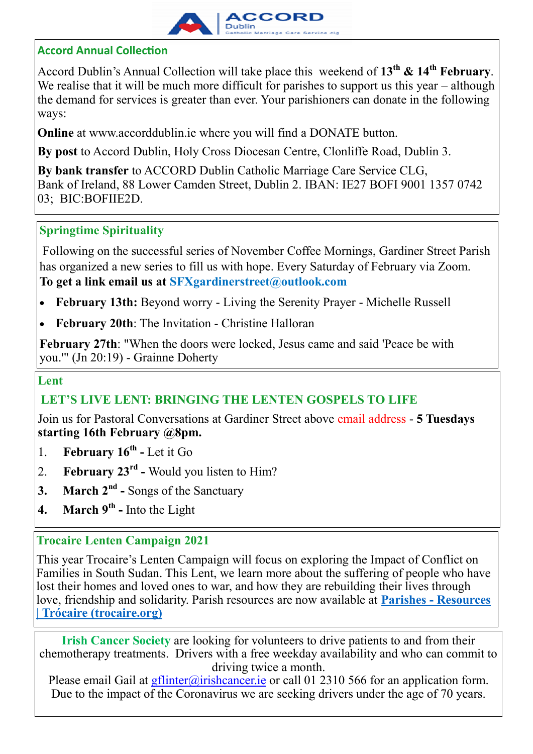ACCORD Dublin
Catholic Marriage Care Service clg

## Accord Annual Collection

Accord Dublin's Annual Collection will take place this weekend of **13th & 14th February**. We realise that it will be much more difficult for parishes to support us this year – although the demand for services is greater than ever. Your parishioners can donate in the following ways:

**Online** at www.accorddublin.ie where you will find a DONATE button.

**By post** to Accord Dublin, Holy Cross Diocesan Centre, Clonliffe Road, Dublin 3.

**By bank transfer** to ACCORD Dublin Catholic Marriage Care Service CLG, Bank of Ireland, 88 Lower Camden Street, Dublin 2. IBAN: IE27 BOFI 9001 1357 0742 03; BIC:BOFIIE2D.

## Springtime Spirituality

Following on the successful series of November Coffee Mornings, Gardiner Street Parish has organized a new series to fill us with hope. Every Saturday of February via Zoom.
**To get a link email us at SFXgardinerstreet@outlook.com**

- **February 13th:** Beyond worry - Living the Serenity Prayer - Michelle Russell
- **February 20th**: The Invitation - Christine Halloran

**February 27th**: "When the doors were locked, Jesus came and said 'Peace be with you.'" (Jn 20:19) - Grainne Doherty

## Lent

### LET'S LIVE LENT: BRINGING THE LENTEN GOSPELS TO LIFE

Join us for Pastoral Conversations at Gardiner Street above email address - **5 Tuesdays starting 16th February @8pm.**

1. **February 16th -** Let it Go
2. **February 23rd -** Would you listen to Him?
3. **March 2nd -** Songs of the Sanctuary
4. **March 9th -** Into the Light

## Trocaire Lenten Campaign 2021

This year Trocaire's Lenten Campaign will focus on exploring the Impact of Conflict on Families in South Sudan. This Lent, we learn more about the suffering of people who have lost their homes and loved ones to war, and how they are rebuilding their lives through love, friendship and solidarity. Parish resources are now available at **Parishes - Resources | Trócaire (trocaire.org)**

**Irish Cancer Society** are looking for volunteers to drive patients to and from their chemotherapy treatments. Drivers with a free weekday availability and who can commit to driving twice a month.
Please email Gail at gflinter@irishcancer.ie or call 01 2310 566 for an application form.
Due to the impact of the Coronavirus we are seeking drivers under the age of 70 years.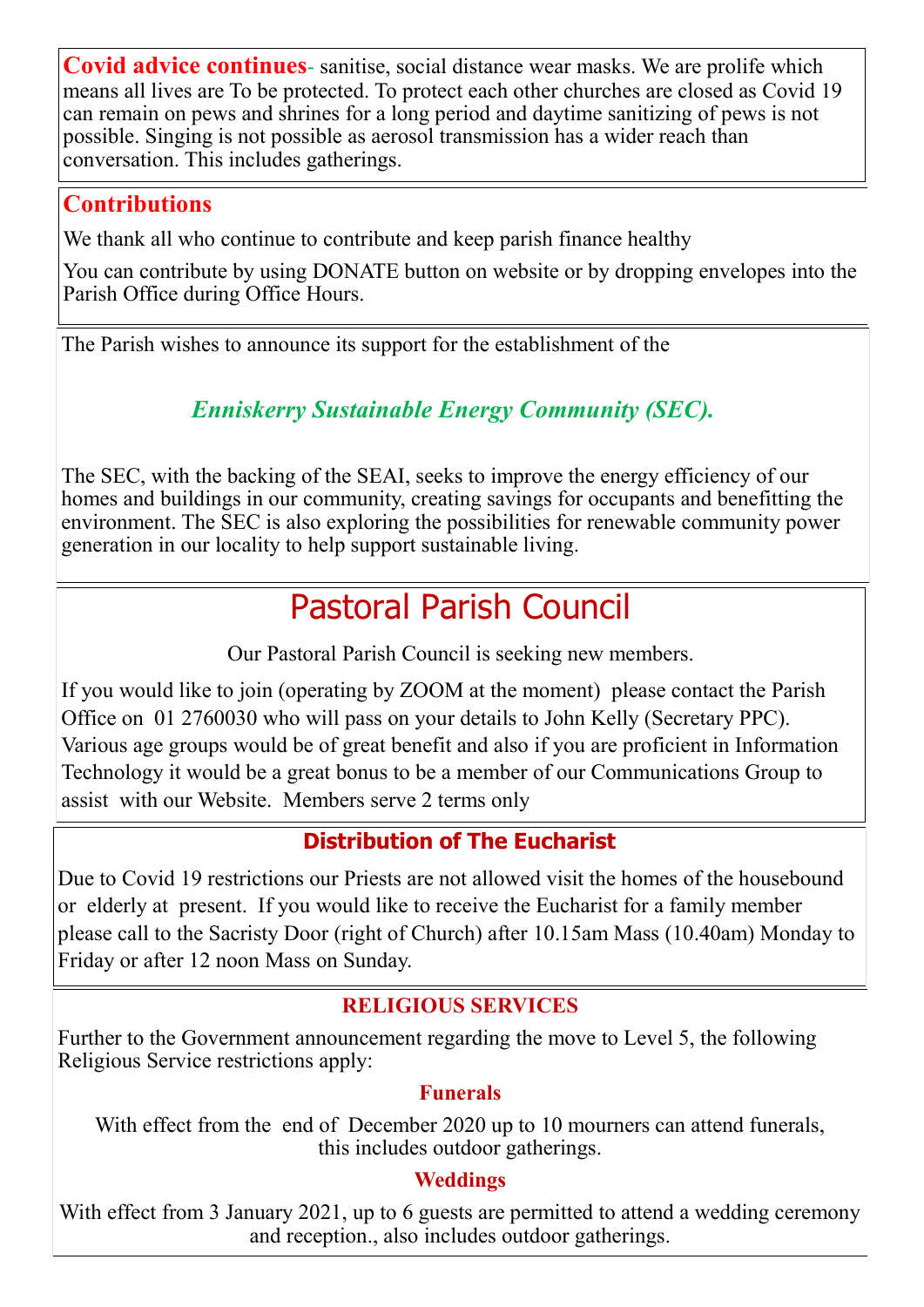**Covid advice continues**- sanitise, social distance wear masks. We are prolife which means all lives are To be protected. To protect each other churches are closed as Covid 19 can remain on pews and shrines for a long period and daytime sanitizing of pews is not possible. Singing is not possible as aerosol transmission has a wider reach than conversation. This includes gatherings.

## Contributions

We thank all who continue to contribute and keep parish finance healthy

You can contribute by using DONATE button on website or by dropping envelopes into the Parish Office during Office Hours.

The Parish wishes to announce its support for the establishment of the

***Enniskerry Sustainable Energy Community (SEC).***

The SEC, with the backing of the SEAI, seeks to improve the energy efficiency of our homes and buildings in our community, creating savings for occupants and benefitting the environment. The SEC is also exploring the possibilities for renewable community power generation in our locality to help support sustainable living.

# Pastoral Parish Council

Our Pastoral Parish Council is seeking new members.

If you would like to join (operating by ZOOM at the moment) please contact the Parish Office on 01 2760030 who will pass on your details to John Kelly (Secretary PPC). Various age groups would be of great benefit and also if you are proficient in Information Technology it would be a great bonus to be a member of our Communications Group to assist with our Website. Members serve 2 terms only

## Distribution of The Eucharist

Due to Covid 19 restrictions our Priests are not allowed visit the homes of the housebound or elderly at present. If you would like to receive the Eucharist for a family member please call to the Sacristy Door (right of Church) after 10.15am Mass (10.40am) Monday to Friday or after 12 noon Mass on Sunday.

## RELIGIOUS SERVICES

Further to the Government announcement regarding the move to Level 5, the following Religious Service restrictions apply:

### Funerals

With effect from the end of December 2020 up to 10 mourners can attend funerals, this includes outdoor gatherings.

### Weddings

With effect from 3 January 2021, up to 6 guests are permitted to attend a wedding ceremony and reception., also includes outdoor gatherings.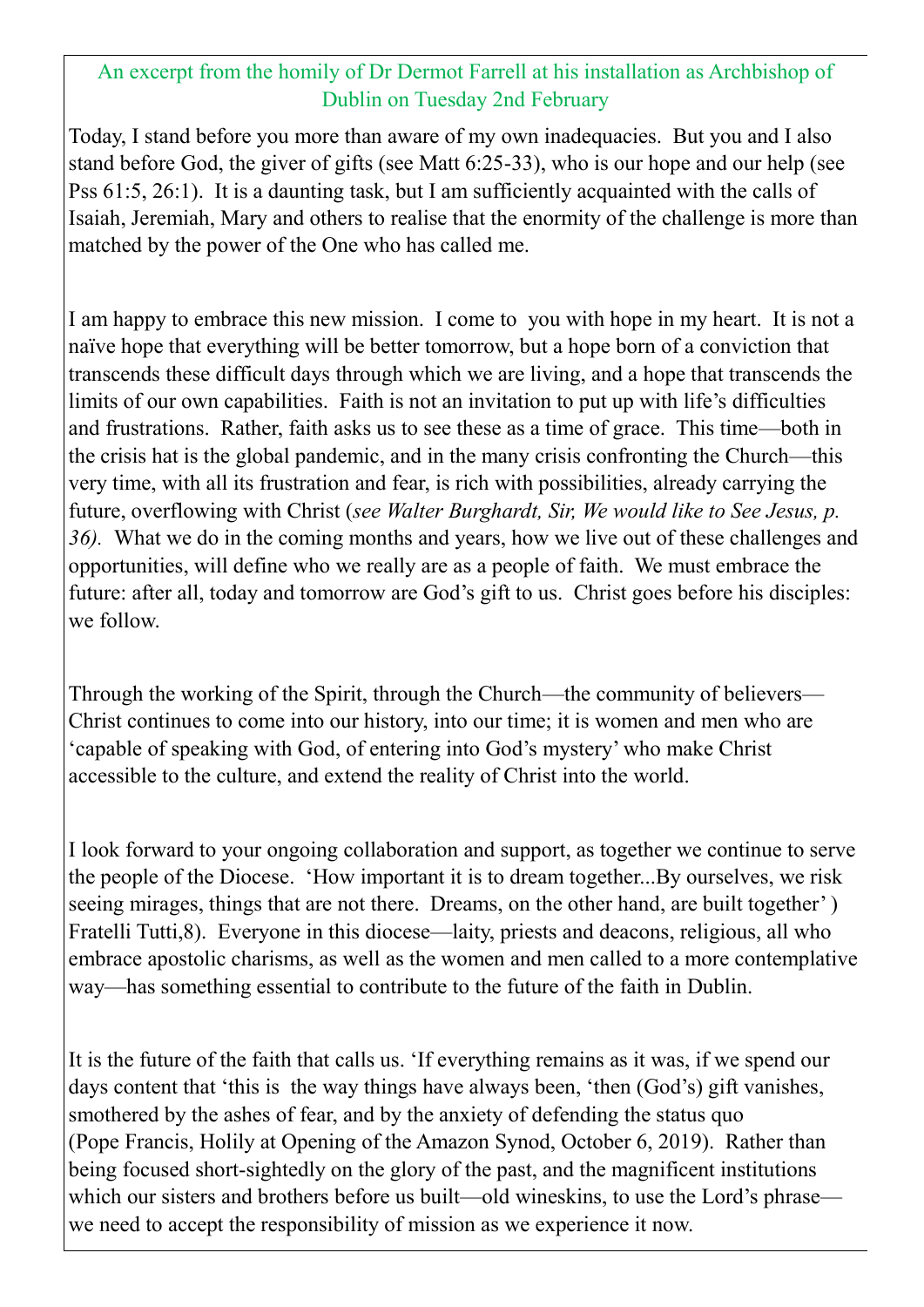An excerpt from the homily of Dr Dermot Farrell at his installation as Archbishop of Dublin on Tuesday 2nd February

Today, I stand before you more than aware of my own inadequacies. But you and I also stand before God, the giver of gifts (see Matt 6:25-33), who is our hope and our help (see Pss 61:5, 26:1). It is a daunting task, but I am sufficiently acquainted with the calls of Isaiah, Jeremiah, Mary and others to realise that the enormity of the challenge is more than matched by the power of the One who has called me.

I am happy to embrace this new mission. I come to you with hope in my heart. It is not a naïve hope that everything will be better tomorrow, but a hope born of a conviction that transcends these difficult days through which we are living, and a hope that transcends the limits of our own capabilities. Faith is not an invitation to put up with life's difficulties and frustrations. Rather, faith asks us to see these as a time of grace. This time—both in the crisis hat is the global pandemic, and in the many crisis confronting the Church—this very time, with all its frustration and fear, is rich with possibilities, already carrying the future, overflowing with Christ (*see Walter Burghardt, Sir, We would like to See Jesus, p. 36).* What we do in the coming months and years, how we live out of these challenges and opportunities, will define who we really are as a people of faith. We must embrace the future: after all, today and tomorrow are God's gift to us. Christ goes before his disciples: we follow.

Through the working of the Spirit, through the Church—the community of believers—Christ continues to come into our history, into our time; it is women and men who are 'capable of speaking with God, of entering into God's mystery' who make Christ accessible to the culture, and extend the reality of Christ into the world.

I look forward to your ongoing collaboration and support, as together we continue to serve the people of the Diocese. 'How important it is to dream together...By ourselves, we risk seeing mirages, things that are not there. Dreams, on the other hand, are built together' ) Fratelli Tutti,8). Everyone in this diocese—laity, priests and deacons, religious, all who embrace apostolic charisms, as well as the women and men called to a more contemplative way—has something essential to contribute to the future of the faith in Dublin.

It is the future of the faith that calls us. 'If everything remains as it was, if we spend our days content that 'this is the way things have always been, 'then (God's) gift vanishes, smothered by the ashes of fear, and by the anxiety of defending the status quo (Pope Francis, Holily at Opening of the Amazon Synod, October 6, 2019). Rather than being focused short-sightedly on the glory of the past, and the magnificent institutions which our sisters and brothers before us built—old wineskins, to use the Lord's phrase—we need to accept the responsibility of mission as we experience it now.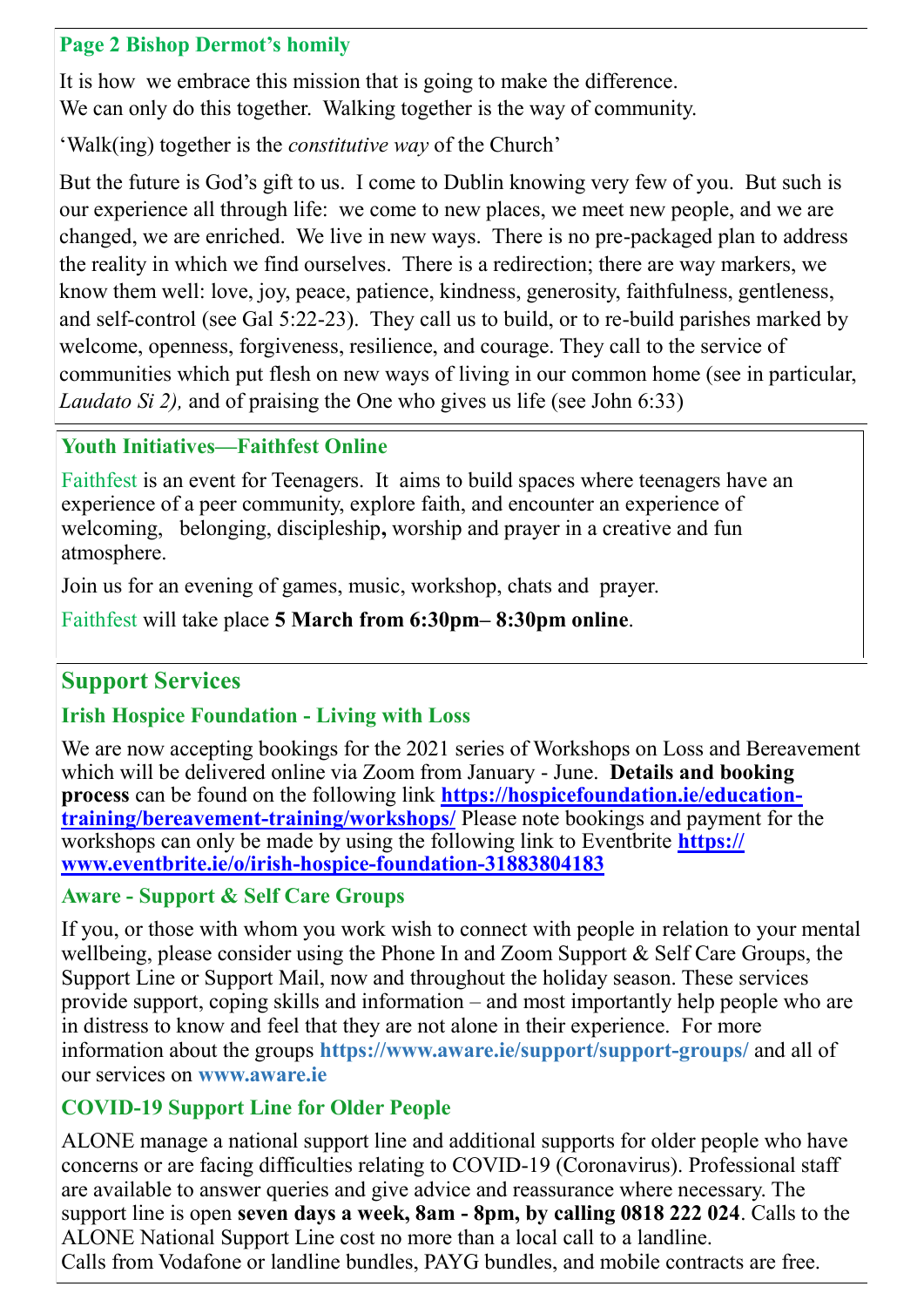## Page 2 Bishop Dermot's homily

It is how we embrace this mission that is going to make the difference. We can only do this together. Walking together is the way of community.

'Walk(ing) together is the *constitutive way* of the Church'

But the future is God's gift to us. I come to Dublin knowing very few of you. But such is our experience all through life: we come to new places, we meet new people, and we are changed, we are enriched. We live in new ways. There is no pre-packaged plan to address the reality in which we find ourselves. There is a redirection; there are way markers, we know them well: love, joy, peace, patience, kindness, generosity, faithfulness, gentleness, and self-control (see Gal 5:22-23). They call us to build, or to re-build parishes marked by welcome, openness, forgiveness, resilience, and courage. They call to the service of communities which put flesh on new ways of living in our common home (see in particular, *Laudato Si 2),* and of praising the One who gives us life (see John 6:33)

## Youth Initiatives—Faithfest Online

Faithfest is an event for Teenagers. It aims to build spaces where teenagers have an experience of a peer community, explore faith, and encounter an experience of welcoming, belonging, discipleship**,** worship and prayer in a creative and fun atmosphere.

Join us for an evening of games, music, workshop, chats and prayer.

Faithfest will take place **5 March from 6:30pm– 8:30pm online**.

## Support Services

### Irish Hospice Foundation - Living with Loss

We are now accepting bookings for the 2021 series of Workshops on Loss and Bereavement which will be delivered online via Zoom from January - June. **Details and booking process** can be found on the following link **https://hospicefoundation.ie/education-training/bereavement-training/workshops/** Please note bookings and payment for the workshops can only be made by using the following link to Eventbrite **https://www.eventbrite.ie/o/irish-hospice-foundation-31883804183**

### Aware - Support & Self Care Groups

If you, or those with whom you work wish to connect with people in relation to your mental wellbeing, please consider using the Phone In and Zoom Support & Self Care Groups, the Support Line or Support Mail, now and throughout the holiday season. These services provide support, coping skills and information – and most importantly help people who are in distress to know and feel that they are not alone in their experience. For more information about the groups **https://www.aware.ie/support/support-groups/** and all of our services on **www.aware.ie**

### COVID-19 Support Line for Older People

ALONE manage a national support line and additional supports for older people who have concerns or are facing difficulties relating to COVID-19 (Coronavirus). Professional staff are available to answer queries and give advice and reassurance where necessary. The support line is open **seven days a week, 8am - 8pm, by calling 0818 222 024**. Calls to the ALONE National Support Line cost no more than a local call to a landline.
Calls from Vodafone or landline bundles, PAYG bundles, and mobile contracts are free.